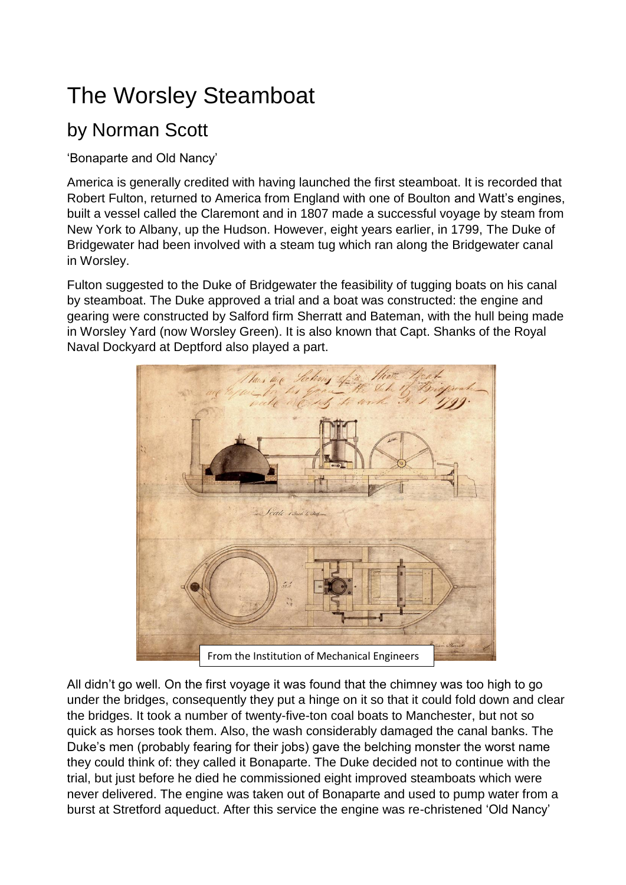# The Worsley Steamboat

## by Norman Scott

'Bonaparte and Old Nancy'

America is generally credited with having launched the first steamboat. It is recorded that Robert Fulton, returned to America from England with one of Boulton and Watt's engines, built a vessel called the Claremont and in 1807 made a successful voyage by steam from New York to Albany, up the Hudson. However, eight years earlier, in 1799, The Duke of Bridgewater had been involved with a steam tug which ran along the Bridgewater canal in Worsley.

Fulton suggested to the Duke of Bridgewater the feasibility of tugging boats on his canal by steamboat. The Duke approved a trial and a boat was constructed: the engine and gearing were constructed by Salford firm Sherratt and Bateman, with the hull being made in Worsley Yard (now Worsley Green). It is also known that Capt. Shanks of the Royal Naval Dockyard at Deptford also played a part.

From the Institution of Mechanical Engineers

All didn't go well. On the first voyage it was found that the chimney was too high to go under the bridges, consequently they put a hinge on it so that it could fold down and clear the bridges. It took a number of twenty-five-ton coal boats to Manchester, but not so quick as horses took them. Also, the wash considerably damaged the canal banks. The Duke's men (probably fearing for their jobs) gave the belching monster the worst name they could think of: they called it Bonaparte. The Duke decided not to continue with the trial, but just before he died he commissioned eight improved steamboats which were never delivered. The engine was taken out of Bonaparte and used to pump water from a burst at Stretford aqueduct. After this service the engine was re-christened 'Old Nancy'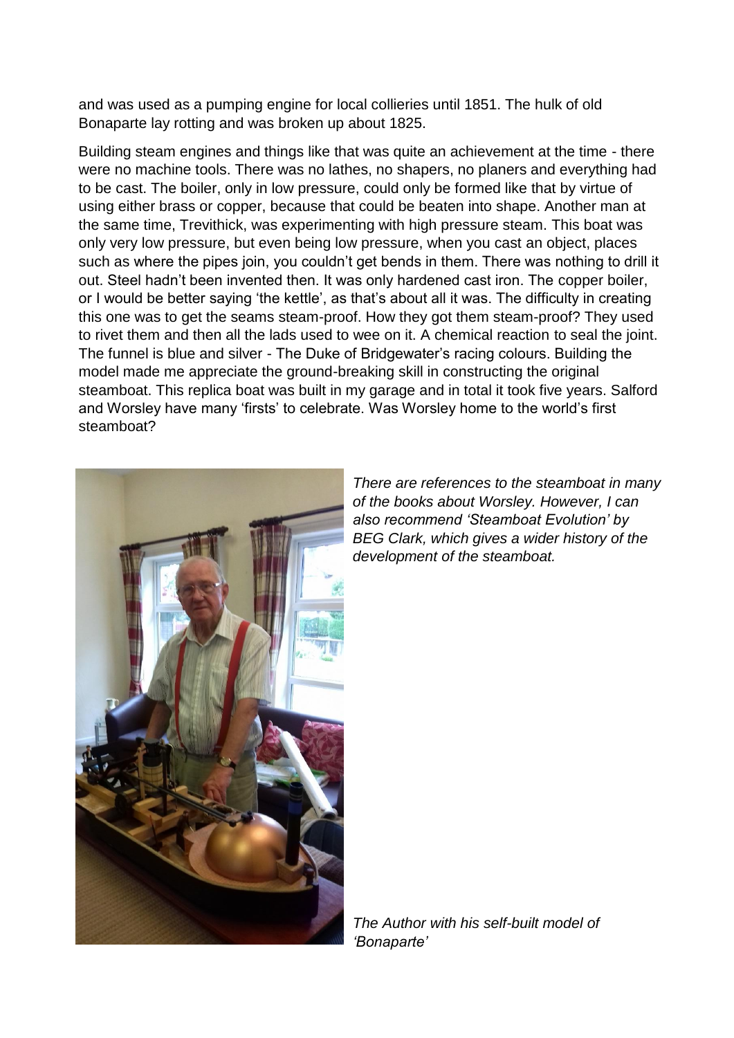and was used as a pumping engine for local collieries until 1851. The hulk of old Bonaparte lay rotting and was broken up about 1825.

Building steam engines and things like that was quite an achievement at the time - there were no machine tools. There was no lathes, no shapers, no planers and everything had to be cast. The boiler, only in low pressure, could only be formed like that by virtue of using either brass or copper, because that could be beaten into shape. Another man at the same time, Trevithick, was experimenting with high pressure steam. This boat was only very low pressure, but even being low pressure, when you cast an object, places such as where the pipes join, you couldn't get bends in them. There was nothing to drill it out. Steel hadn't been invented then. It was only hardened cast iron. The copper boiler, or I would be better saying 'the kettle', as that's about all it was. The difficulty in creating this one was to get the seams steam-proof. How they got them steam-proof? They used to rivet them and then all the lads used to wee on it. A chemical reaction to seal the joint. The funnel is blue and silver - The Duke of Bridgewater's racing colours. Building the model made me appreciate the ground-breaking skill in constructing the original steamboat. This replica boat was built in my garage and in total it took five years. Salford and Worsley have many 'firsts' to celebrate. Was Worsley home to the world's first steamboat?

*There are references to the steamboat in many of the books about Worsley. However, I can also recommend 'Steamboat Evolution' by BEG Clark, which gives a wider history of the development of the steamboat.*

*The Author with his self-built model of 'Bonaparte'*